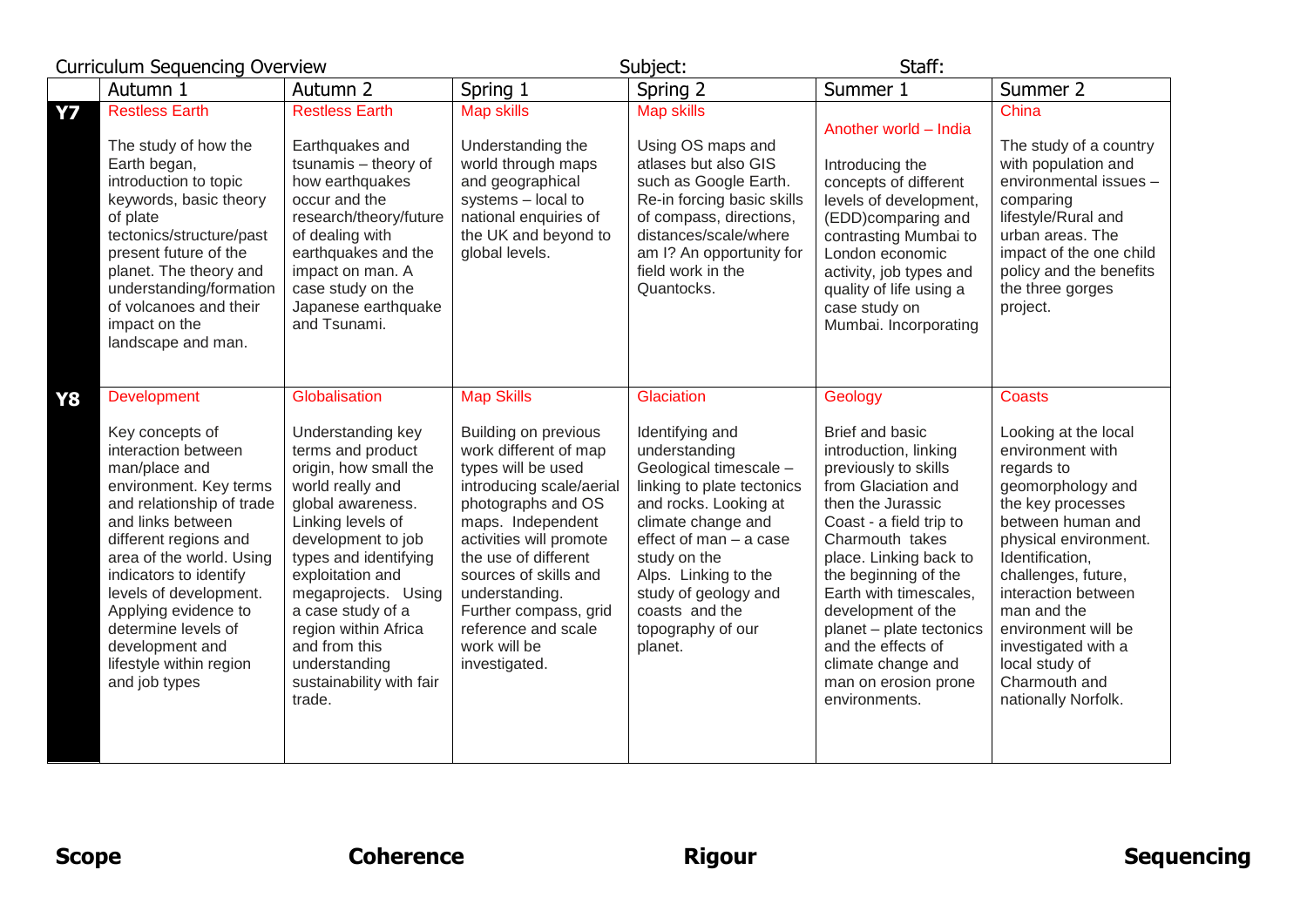Curriculum Sequencing Overview Subject: Staff:

| | Autumn 1 | Autumn 2 | Spring 1 | Spring 2 | Summer 1 | Summer 2 |
|---|---|---|---|---|---|---|
| **Y7** | Restless Earth<br><br>The study of how the Earth began, introduction to topic keywords, basic theory of plate tectonics/structure/past present future of the planet. The theory and understanding/formation of volcanoes and their impact on the landscape and man. | Restless Earth<br><br>Earthquakes and tsunamis – theory of how earthquakes occur and the research/theory/future of dealing with earthquakes and the impact on man. A case study on the Japanese earthquake and Tsunami. | Map skills<br><br>Understanding the world through maps and geographical systems – local to national enquiries of the UK and beyond to global levels. | Map skills<br><br>Using OS maps and atlases but also GIS such as Google Earth. Re-in forcing basic skills of compass, directions, distances/scale/where am I? An opportunity for field work in the Quantocks. | Another world – India<br><br>Introducing the concepts of different levels of development, (EDD)comparing and contrasting Mumbai to London economic activity, job types and quality of life using a case study on Mumbai. Incorporating | China<br><br>The study of a country with population and environmental issues – comparing lifestyle/Rural and urban areas. The impact of the one child policy and the benefits the three gorges project. |
| **Y8** | Development<br><br>Key concepts of interaction between man/place and environment. Key terms and relationship of trade and links between different regions and area of the world. Using indicators to identify levels of development. Applying evidence to determine levels of development and lifestyle within region and job types | Globalisation<br><br>Understanding key terms and product origin, how small the world really and global awareness. Linking levels of development to job types and identifying exploitation and megaprojects. Using a case study of a region within Africa and from this understanding sustainability with fair trade. | Map Skills<br><br>Building on previous work different of map types will be used introducing scale/aerial photographs and OS maps. Independent activities will promote the use of different sources of skills and understanding. Further compass, grid reference and scale work will be investigated. | Glaciation<br><br>Identifying and understanding Geological timescale – linking to plate tectonics and rocks. Looking at climate change and effect of man – a case study on the Alps. Linking to the study of geology and coasts and the topography of our planet. | Geology<br><br>Brief and basic introduction, linking previously to skills from Glaciation and then the Jurassic Coast - a field trip to Charmouth takes place. Linking back to the beginning of the Earth with timescales, development of the planet – plate tectonics and the effects of climate change and man on erosion prone environments. | Coasts<br><br>Looking at the local environment with regards to geomorphology and the key processes between human and physical environment. Identification, challenges, future, interaction between man and the environment will be investigated with a local study of Charmouth and nationally Norfolk. |

**Scope** **Coherence** **Rigour** **Sequencing**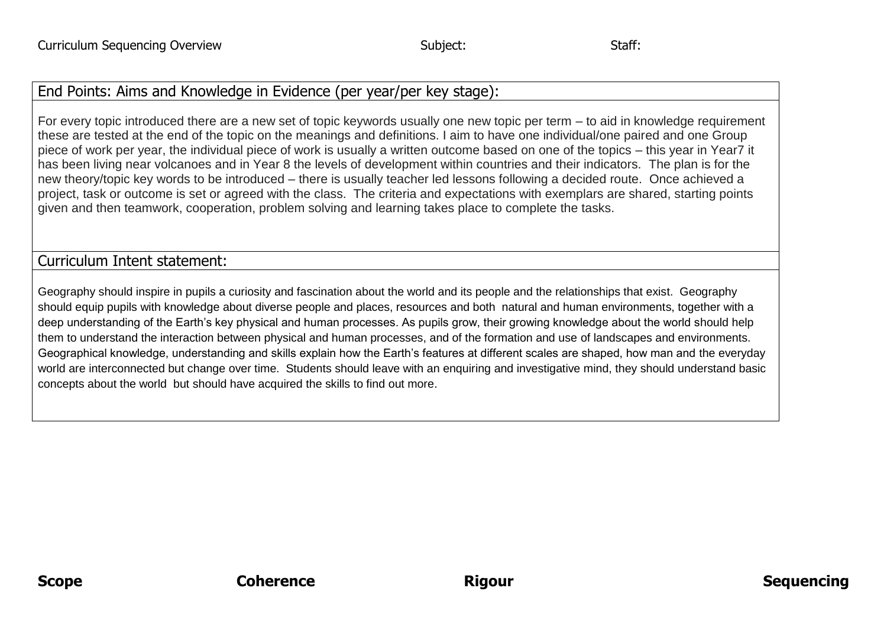Curriculum Sequencing Overview Subject: Staff:

## End Points: Aims and Knowledge in Evidence (per year/per key stage):

For every topic introduced there are a new set of topic keywords usually one new topic per term – to aid in knowledge requirement these are tested at the end of the topic on the meanings and definitions. I aim to have one individual/one paired and one Group piece of work per year, the individual piece of work is usually a written outcome based on one of the topics – this year in Year7 it has been living near volcanoes and in Year 8 the levels of development within countries and their indicators. The plan is for the new theory/topic key words to be introduced – there is usually teacher led lessons following a decided route. Once achieved a project, task or outcome is set or agreed with the class. The criteria and expectations with exemplars are shared, starting points given and then teamwork, cooperation, problem solving and learning takes place to complete the tasks.

## Curriculum Intent statement:

Geography should inspire in pupils a curiosity and fascination about the world and its people and the relationships that exist. Geography should equip pupils with knowledge about diverse people and places, resources and both natural and human environments, together with a deep understanding of the Earth's key physical and human processes. As pupils grow, their growing knowledge about the world should help them to understand the interaction between physical and human processes, and of the formation and use of landscapes and environments. Geographical knowledge, understanding and skills explain how the Earth's features at different scales are shaped, how man and the everyday world are interconnected but change over time. Students should leave with an enquiring and investigative mind, they should understand basic concepts about the world but should have acquired the skills to find out more.

**Scope** **Coherence** **Rigour** **Sequencing**